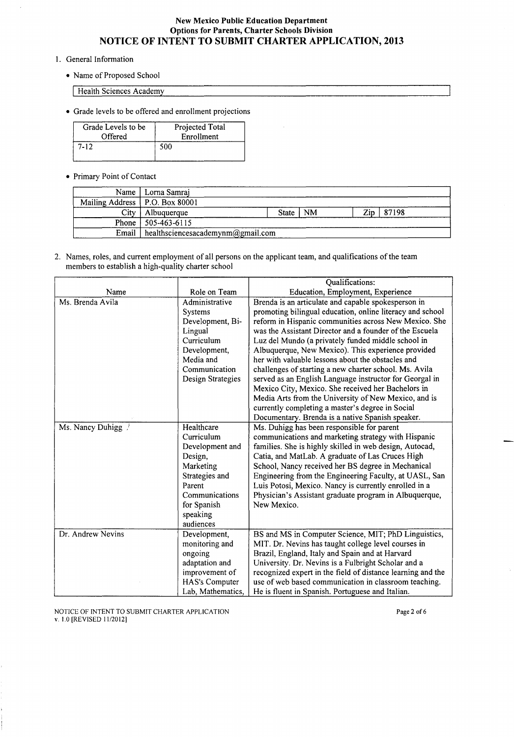# New Mexico Public Education Department
## Options for Parents, Charter Schools Division
## NOTICE OF INTENT TO SUBMIT CHARTER APPLICATION, 2013

1. General Information

   - Name of Proposed School

| Health Sciences Academy |
|---|

   - Grade levels to be offered and enrollment projections

| Grade Levels to be Offered | Projected Total Enrollment |
|---|---|
| 7-12 | 500 |

   - Primary Point of Contact

| | | | | | |
|---|---|---|---|---|---|
| Name | Lorna Samraj | | | | |
| Mailing Address | P.O. Box 80001 | | | | |
| City | Albuquerque | State | NM | Zip | 87198 |
| Phone | 505-463-6115 | | | | |
| Email | healthsciencesacademynm@gmail.com | | | | |

2. Names, roles, and current employment of all persons on the applicant team, and qualifications of the team members to establish a high-quality charter school

| Name | Role on Team | Qualifications: Education, Employment, Experience |
|---|---|---|
| Ms. Brenda Avila | Administrative Systems Development, Bi-Lingual Curriculum Development, Media and Communication Design Strategies | Brenda is an articulate and capable spokesperson in promoting bilingual education, online literacy and school reform in Hispanic communities across New Mexico. She was the Assistant Director and a founder of the Escuela Luz del Mundo (a privately funded middle school in Albuquerque, New Mexico). This experience provided her with valuable lessons about the obstacles and challenges of starting a new charter school. Ms. Avila served as an English Language instructor for Georgal in Mexico City, Mexico. She received her Bachelors in Media Arts from the University of New Mexico, and is currently completing a master's degree in Social Documentary. Brenda is a native Spanish speaker. |
| Ms. Nancy Duhigg | Healthcare Curriculum Development and Design, Marketing Strategies and Parent Communications for Spanish speaking audiences | Ms. Duhigg has been responsible for parent communications and marketing strategy with Hispanic families. She is highly skilled in web design, Autocad, Catia, and MatLab. A graduate of Las Cruces High School, Nancy received her BS degree in Mechanical Engineering from the Engineering Faculty, at UASL, San Luis Potosi, Mexico. Nancy is currently enrolled in a Physician's Assistant graduate program in Albuquerque, New Mexico. |
| Dr. Andrew Nevins | Development, monitoring and ongoing adaptation and improvement of HAS's Computer Lab, Mathematics, | BS and MS in Computer Science, MIT; PhD Linguistics, MIT. Dr. Nevins has taught college level courses in Brazil, England, Italy and Spain and at Harvard University. Dr. Nevins is a Fulbright Scholar and a recognized expert in the field of distance learning and the use of web based communication in classroom teaching. He is fluent in Spanish. Portuguese and Italian. |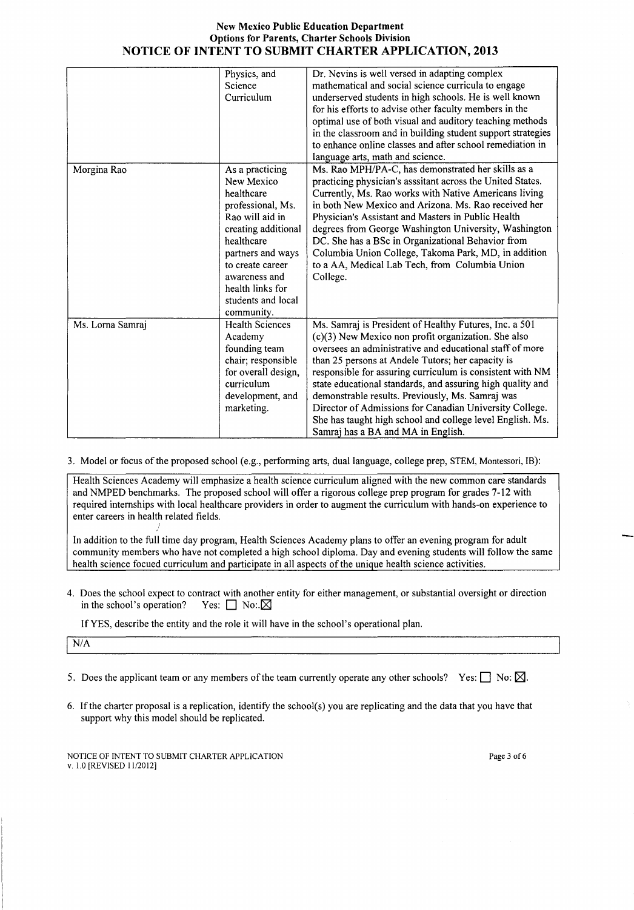| | | |
|---|---|---|
| | Physics, and Science Curriculum | Dr. Nevins is well versed in adapting complex mathematical and social science curricula to engage underserved students in high schools. He is well known for his efforts to advise other faculty members in the optimal use of both visual and auditory teaching methods in the classroom and in building student support strategies to enhance online classes and after school remediation in language arts, math and science. |
| Morgina Rao | As a practicing New Mexico healthcare professional, Ms. Rao will aid in creating additional healthcare partners and ways to create career awareness and health links for students and local community. | Ms. Rao MPH/PA-C, has demonstrated her skills as a practicing physician's asssitant across the United States. Currently, Ms. Rao works with Native Americans living in both New Mexico and Arizona. Ms. Rao received her Physician's Assistant and Masters in Public Health degrees from George Washington University, Washington DC. She has a BSc in Organizational Behavior from Columbia Union College, Takoma Park, MD, in addition to a AA, Medical Lab Tech, from Columbia Union College. |
| Ms. Lorna Samraj | Health Sciences Academy founding team chair; responsible for overall design, curriculum development, and marketing. | Ms. Samraj is President of Healthy Futures, Inc. a 501 (c)(3) New Mexico non profit organization. She also oversees an administrative and educational staff of more than 25 persons at Andele Tutors; her capacity is responsible for assuring curriculum is consistent with NM state educational standards, and assuring high quality and demonstrable results. Previously, Ms. Samraj was Director of Admissions for Canadian University College. She has taught high school and college level English. Ms. Samraj has a BA and MA in English. |

3. Model or focus of the proposed school (e.g., performing arts, dual language, college prep, STEM, Montessori, IB):

Health Sciences Academy will emphasize a health science curriculum aligned with the new common care standards and NMPED benchmarks. The proposed school will offer a rigorous college prep program for grades 7-12 with required internships with local healthcare providers in order to augment the curriculum with hands-on experience to enter careers in health related fields.

In addition to the full time day program, Health Sciences Academy plans to offer an evening program for adult community members who have not completed a high school diploma. Day and evening students will follow the same health science focued curriculum and participate in all aspects of the unique health science activities.

4. Does the school expect to contract with another entity for either management, or substantial oversight or direction in the school's operation? Yes: ☐ No: ☒

If YES, describe the entity and the role it will have in the school's operational plan.

N/A

5. Does the applicant team or any members of the team currently operate any other schools? Yes: ☐ No: ☒.

6. If the charter proposal is a replication, identify the school(s) you are replicating and the data that you have that support why this model should be replicated.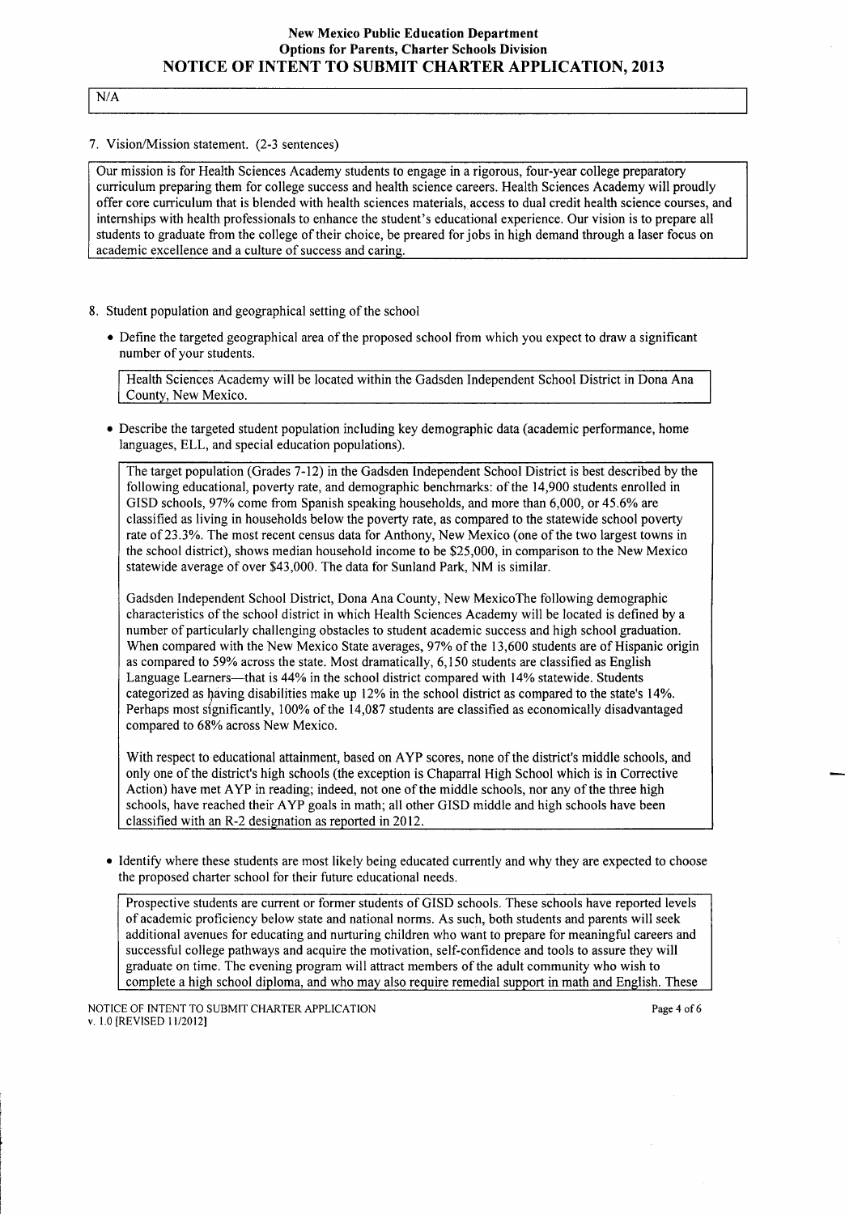N/A

7. Vision/Mission statement. (2-3 sentences)

Our mission is for Health Sciences Academy students to engage in a rigorous, four-year college preparatory curriculum preparing them for college success and health science careers. Health Sciences Academy will proudly offer core curriculum that is blended with health sciences materials, access to dual credit health science courses, and internships with health professionals to enhance the student's educational experience. Our vision is to prepare all students to graduate from the college of their choice, be preared for jobs in high demand through a laser focus on academic excellence and a culture of success and caring.

8. Student population and geographical setting of the school

- Define the targeted geographical area of the proposed school from which you expect to draw a significant number of your students.

Health Sciences Academy will be located within the Gadsden Independent School District in Dona Ana County, New Mexico.

- Describe the targeted student population including key demographic data (academic performance, home languages, ELL, and special education populations).

The target population (Grades 7-12) in the Gadsden Independent School District is best described by the following educational, poverty rate, and demographic benchmarks: of the 14,900 students enrolled in GISD schools, 97% come from Spanish speaking households, and more than 6,000, or 45.6% are classified as living in households below the poverty rate, as compared to the statewide school poverty rate of 23.3%. The most recent census data for Anthony, New Mexico (one of the two largest towns in the school district), shows median household income to be $25,000, in comparison to the New Mexico statewide average of over $43,000. The data for Sunland Park, NM is similar.

Gadsden Independent School District, Dona Ana County, New MexicoThe following demographic characteristics of the school district in which Health Sciences Academy will be located is defined by a number of particularly challenging obstacles to student academic success and high school graduation. When compared with the New Mexico State averages, 97% of the 13,600 students are of Hispanic origin as compared to 59% across the state. Most dramatically, 6,150 students are classified as English Language Learners—that is 44% in the school district compared with 14% statewide. Students categorized as having disabilities make up 12% in the school district as compared to the state's 14%. Perhaps most significantly, 100% of the 14,087 students are classified as economically disadvantaged compared to 68% across New Mexico.

With respect to educational attainment, based on AYP scores, none of the district's middle schools, and only one of the district's high schools (the exception is Chaparral High School which is in Corrective Action) have met AYP in reading; indeed, not one of the middle schools, nor any of the three high schools, have reached their AYP goals in math; all other GISD middle and high schools have been classified with an R-2 designation as reported in 2012.

- Identify where these students are most likely being educated currently and why they are expected to choose the proposed charter school for their future educational needs.

Prospective students are current or former students of GISD schools. These schools have reported levels of academic proficiency below state and national norms. As such, both students and parents will seek additional avenues for educating and nurturing children who want to prepare for meaningful careers and successful college pathways and acquire the motivation, self-confidence and tools to assure they will graduate on time. The evening program will attract members of the adult community who wish to complete a high school diploma, and who may also require remedial support in math and English. These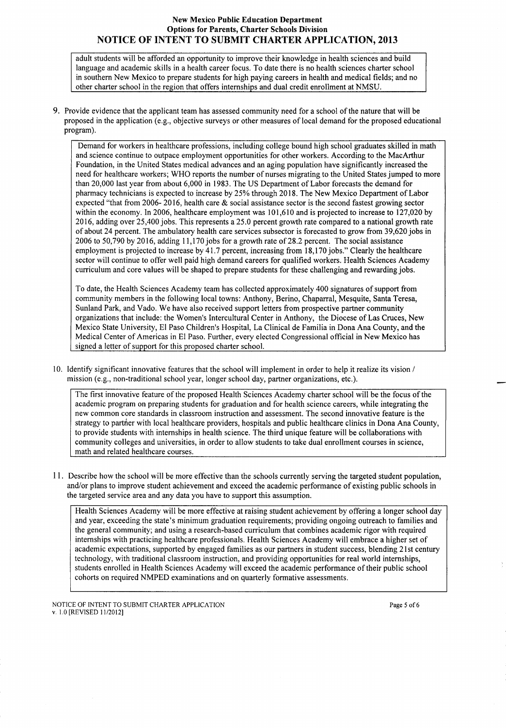adult students will be afforded an opportunity to improve their knowledge in health sciences and build language and academic skills in a health career focus. To date there is no health sciences charter school in southern New Mexico to prepare students for high paying careers in health and medical fields; and no other charter school in the region that offers internships and dual credit enrollment at NMSU.

9. Provide evidence that the applicant team has assessed community need for a school of the nature that will be proposed in the application (e.g., objective surveys or other measures of local demand for the proposed educational program).

Demand for workers in healthcare professions, including college bound high school graduates skilled in math and science continue to outpace employment opportunities for other workers. According to the MacArthur Foundation, in the United States medical advances and an aging population have significantly increased the need for healthcare workers; WHO reports the number of nurses migrating to the United States jumped to more than 20,000 last year from about 6,000 in 1983. The US Department of Labor forecasts the demand for pharmacy technicians is expected to increase by 25% through 2018. The New Mexico Department of Labor expected "that from 2006- 2016, health care & social assistance sector is the second fastest growing sector within the economy. In 2006, healthcare employment was 101,610 and is projected to increase to 127,020 by 2016, adding over 25,400 jobs. This represents a 25.0 percent growth rate compared to a national growth rate of about 24 percent. The ambulatory health care services subsector is forecasted to grow from 39,620 jobs in 2006 to 50,790 by 2016, adding 11,170 jobs for a growth rate of 28.2 percent. The social assistance employment is projected to increase by 41.7 percent, increasing from 18,170 jobs." Clearly the healthcare sector will continue to offer well paid high demand careers for qualified workers. Health Sciences Academy curriculum and core values will be shaped to prepare students for these challenging and rewarding jobs.

To date, the Health Sciences Academy team has collected approximately 400 signatures of support from community members in the following local towns: Anthony, Berino, Chaparral, Mesquite, Santa Teresa, Sunland Park, and Vado. We have also received support letters from prospective partner community organizations that include: the Women's Intercultural Center in Anthony, the Diocese of Las Cruces, New Mexico State University, El Paso Children's Hospital, La Clinical de Familia in Dona Ana County, and the Medical Center of Americas in El Paso. Further, every elected Congressional official in New Mexico has signed a letter of support for this proposed charter school.

10. Identify significant innovative features that the school will implement in order to help it realize its vision / mission (e.g., non-traditional school year, longer school day, partner organizations, etc.).

The first innovative feature of the proposed Health Sciences Academy charter school will be the focus of the academic program on preparing students for graduation and for health science careers, while integrating the new common core standards in classroom instruction and assessment. The second innovative feature is the strategy to partner with local healthcare providers, hospitals and public healthcare clinics in Dona Ana County, to provide students with internships in health science. The third unique feature will be collaborations with community colleges and universities, in order to allow students to take dual enrollment courses in science, math and related healthcare courses.

11. Describe how the school will be more effective than the schools currently serving the targeted student population, and/or plans to improve student achievement and exceed the academic performance of existing public schools in the targeted service area and any data you have to support this assumption.

Health Sciences Academy will be more effective at raising student achievement by offering a longer school day and year, exceeding the state's minimum graduation requirements; providing ongoing outreach to families and the general community; and using a research-based curriculum that combines academic rigor with required internships with practicing healthcare professionals. Health Sciences Academy will embrace a higher set of academic expectations, supported by engaged families as our partners in student success, blending 21st century technology, with traditional classroom instruction, and providing opportunities for real world internships, students enrolled in Health Sciences Academy will exceed the academic performance of their public school cohorts on required NMPED examinations and on quarterly formative assessments.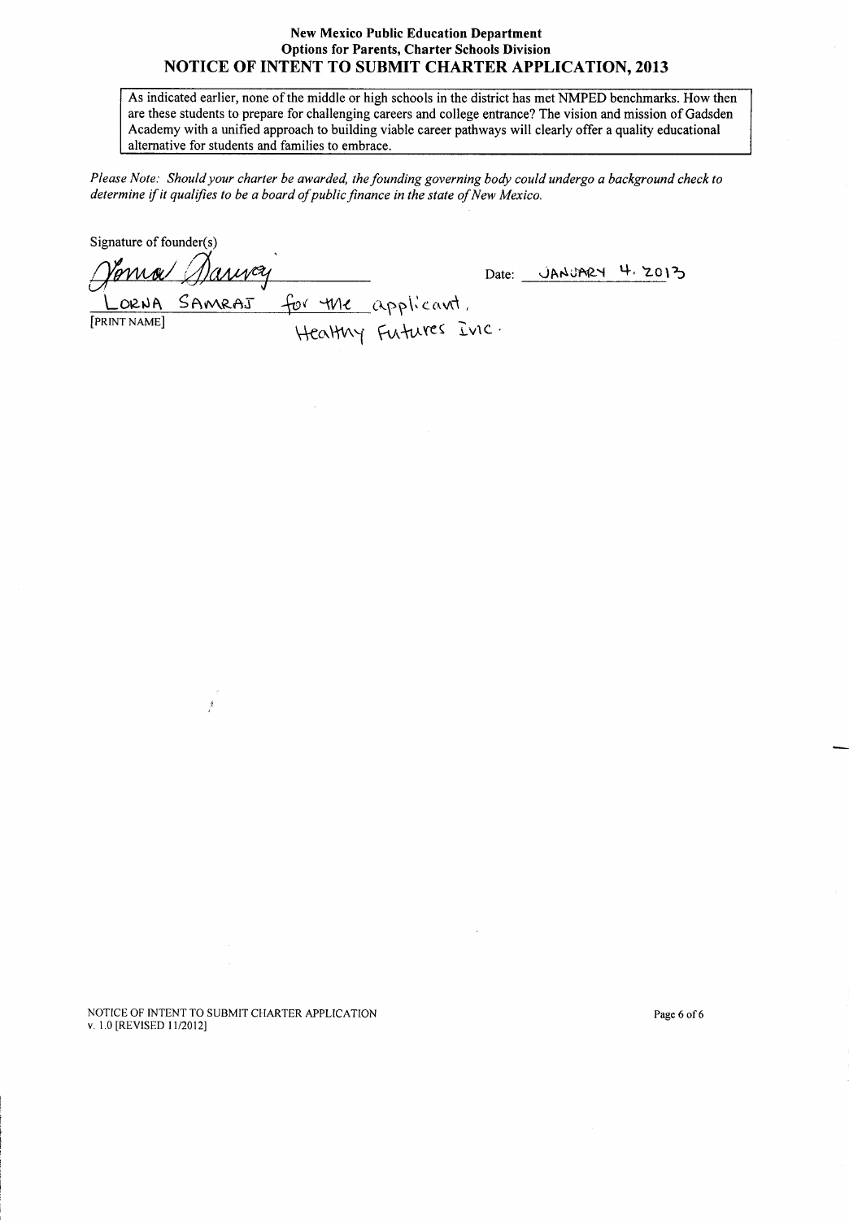**New Mexico Public Education Department**
**Options for Parents, Charter Schools Division**
**NOTICE OF INTENT TO SUBMIT CHARTER APPLICATION, 2013**

As indicated earlier, none of the middle or high schools in the district has met NMPED benchmarks. How then are these students to prepare for challenging careers and college entrance? The vision and mission of Gadsden Academy with a unified approach to building viable career pathways will clearly offer a quality educational alternative for students and families to embrace.

*Please Note: Should your charter be awarded, the founding governing body could undergo a background check to determine if it qualifies to be a board of public finance in the state of New Mexico.*

Signature of founder(s)

Lorna Samraj

Date: JANUARY 4, 2013

LORNA SAMRAJ for the applicant, Healthy Futures Inc.

[PRINT NAME]

NOTICE OF INTENT TO SUBMIT CHARTER APPLICATION
v. 1.0 [REVISED 11/2012]